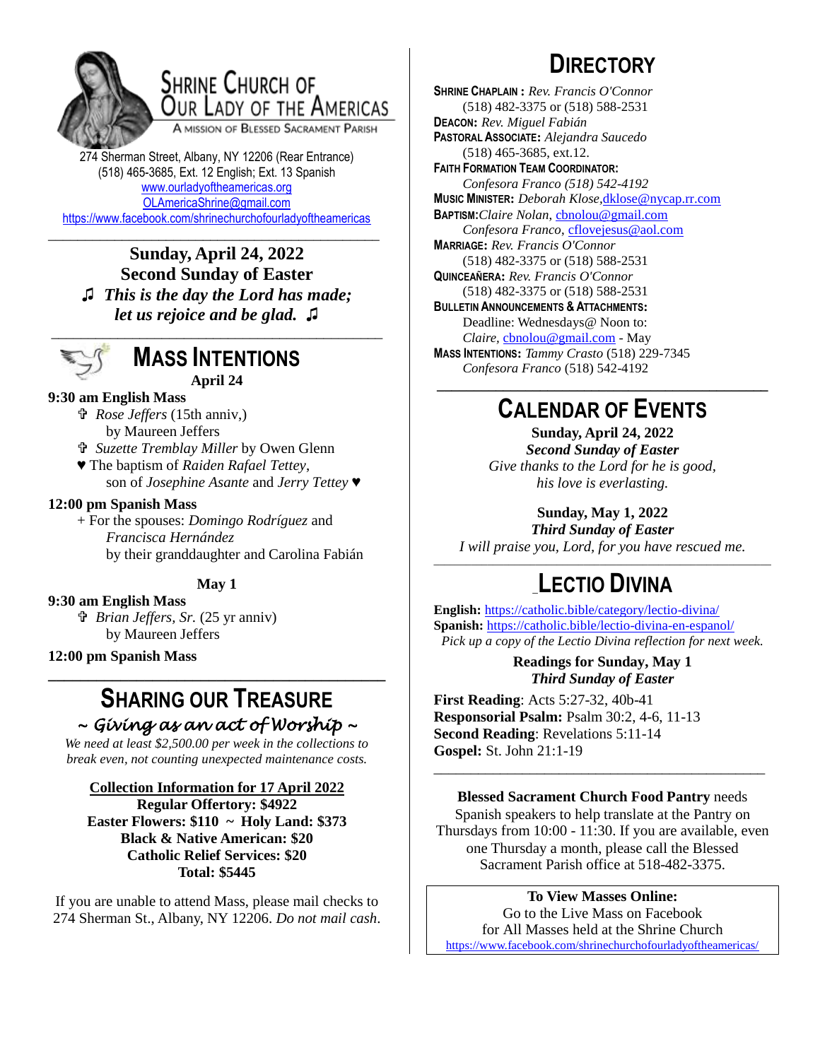# Shrine Church of Our Lady of the Americas

A Mission of Blessed Sacrament Parish

274 Sherman Street, Albany, NY 12206 (Rear Entrance)
(518) 465-3685, Ext. 12 English; Ext. 13 Spanish
www.ourladyoftheamericas.org
OLAmericaShrine@gmail.com
https://www.facebook.com/shrinechurchofourladyoftheamericas

**Sunday, April 24, 2022**
**Second Sunday of Easter**
♫ ***This is the day the Lord has made; let us rejoice and be glad.*** ♫

## Mass Intentions

**April 24**

**9:30 am English Mass**
- ✞ *Rose Jeffers* (15th anniv,) by Maureen Jeffers
- ✞ *Suzette Tremblay Miller* by Owen Glenn
- ♥ The baptism of *Raiden Rafael Tettey*, son of *Josephine Asante* and *Jerry Tettey* ♥

**12:00 pm Spanish Mass**
- + For the spouses: *Domingo Rodríguez* and *Francisca Hernández* by their granddaughter and Carolina Fabián

**May 1**

**9:30 am English Mass**
- ✞ *Brian Jeffers, Sr.* (25 yr anniv) by Maureen Jeffers

**12:00 pm Spanish Mass**

## Sharing Our Treasure

*~ Giving as an act of Worship ~*

*We need at least $2,500.00 per week in the collections to break even, not counting unexpected maintenance costs.*

**Collection Information for 17 April 2022**
**Regular Offertory: $4922**
**Easter Flowers: $110 ~ Holy Land: $373**
**Black & Native American: $20**
**Catholic Relief Services: $20**
**Total: $5445**

If you are unable to attend Mass, please mail checks to 274 Sherman St., Albany, NY 12206. *Do not mail cash*.

## Directory

**Shrine Chaplain :** *Rev. Francis O'Connor*
(518) 482-3375 or (518) 588-2531
**Deacon:** *Rev. Miguel Fabián*
**Pastoral Associate:** *Alejandra Saucedo*
(518) 465-3685, ext.12.
**Faith Formation Team Coordinator:**
*Confesora Franco (518) 542-4192*
**Music Minister:** *Deborah Klose*, dklose@nycap.rr.com
**Baptism:** *Claire Nolan*, cbnolou@gmail.com
*Confesora Franco*, cflovejesus@aol.com
**Marriage:** *Rev. Francis O'Connor*
(518) 482-3375 or (518) 588-2531
**Quinceañera:** *Rev. Francis O'Connor*
(518) 482-3375 or (518) 588-2531
**Bulletin Announcements & Attachments:**
Deadline: Wednesdays@ Noon to:
*Claire*, cbnolou@gmail.com - May
**Mass Intentions:** *Tammy Crasto* (518) 229-7345
*Confesora Franco* (518) 542-4192

## Calendar of Events

**Sunday, April 24, 2022**
***Second Sunday of Easter***
*Give thanks to the Lord for he is good, his love is everlasting.*

**Sunday, May 1, 2022**
***Third Sunday of Easter***
*I will praise you, Lord, for you have rescued me.*

## Lectio Divina

**English:** https://catholic.bible/category/lectio-divina/
**Spanish:** https://catholic.bible/lectio-divina-en-espanol/
*Pick up a copy of the Lectio Divina reflection for next week.*

**Readings for Sunday, May 1**
***Third Sunday of Easter***

**First Reading**: Acts 5:27-32, 40b-41
**Responsorial Psalm:** Psalm 30:2, 4-6, 11-13
**Second Reading**: Revelations 5:11-14
**Gospel:** St. John 21:1-19

**Blessed Sacrament Church Food Pantry** needs Spanish speakers to help translate at the Pantry on Thursdays from 10:00 - 11:30. If you are available, even one Thursday a month, please call the Blessed Sacrament Parish office at 518-482-3375.

**To View Masses Online:**
Go to the Live Mass on Facebook
for All Masses held at the Shrine Church
https://www.facebook.com/shrinechurchofourladyoftheamericas/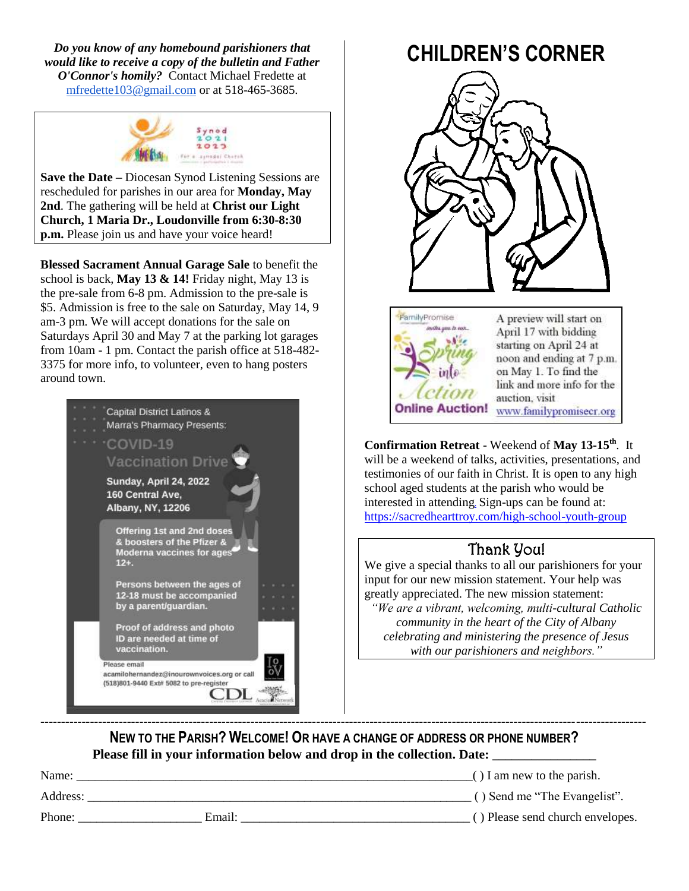***Do you know of any homebound parishioners that would like to receive a copy of the bulletin and Father O'Connor's homily?*** Contact Michael Fredette at mfredette103@gmail.com or at 518-465-3685.

Synod 2021 2023

For a synodal Church

**Save the Date –** Diocesan Synod Listening Sessions are rescheduled for parishes in our area for **Monday, May 2nd**. The gathering will be held at **Christ our Light Church, 1 Maria Dr., Loudonville from 6:30-8:30 p.m.** Please join us and have your voice heard!

**Blessed Sacrament Annual Garage Sale** to benefit the school is back, **May 13 & 14!** Friday night, May 13 is the pre-sale from 6-8 pm. Admission to the pre-sale is $5. Admission is free to the sale on Saturday, May 14, 9 am-3 pm. We will accept donations for the sale on Saturdays April 30 and May 7 at the parking lot garages from 10am - 1 pm. Contact the parish office at 518-482-3375 for more info, to volunteer, even to hang posters around town.

Capital District Latinos & Marra's Pharmacy Presents:

**COVID-19 Vaccination Drive**

**Sunday, April 24, 2022**
**160 Central Ave,**
**Albany, NY, 12206**

**Offering 1st and 2nd doses & boosters of the Pfizer & Moderna vaccines for ages 12+.**

**Persons between the ages of 12-18 must be accompanied by a parent/guardian.**

**Proof of address and photo ID are needed at time of vaccination.**

Please email acamilohernandez@inourownvoices.org or call (518)801-9440 Ext# 5082 to pre-register

# CHILDREN'S CORNER

FamilyPromise invites you to our... Spring into Action Online Auction!

A preview will start on April 17 with bidding starting on April 24 at noon and ending at 7 p.m. on May 1. To find the link and more info for the auction, visit www.familypromisecr.org

**Confirmation Retreat** - Weekend of **May 13-15th**. It will be a weekend of talks, activities, presentations, and testimonies of our faith in Christ. It is open to any high school aged students at the parish who would be interested in attending. Sign-ups can be found at: https://sacredhearttroy.com/high-school-youth-group

## Thank You!

We give a special thanks to all our parishioners for your input for our new mission statement. Your help was greatly appreciated. The new mission statement:

*"We are a vibrant, welcoming, multi-cultural Catholic community in the heart of the City of Albany celebrating and ministering the presence of Jesus with our parishioners and neighbors."*

---

**NEW TO THE PARISH? WELCOME! OR HAVE A CHANGE OF ADDRESS OR PHONE NUMBER?**
**Please fill in your information below and drop in the collection. Date: _______________**

Name: _________________________________________________________________ ( ) I am new to the parish.

Address: _______________________________________________________________ ( ) Send me "The Evangelist".

Phone: ___________________ Email: ___________________________________ ( ) Please send church envelopes.